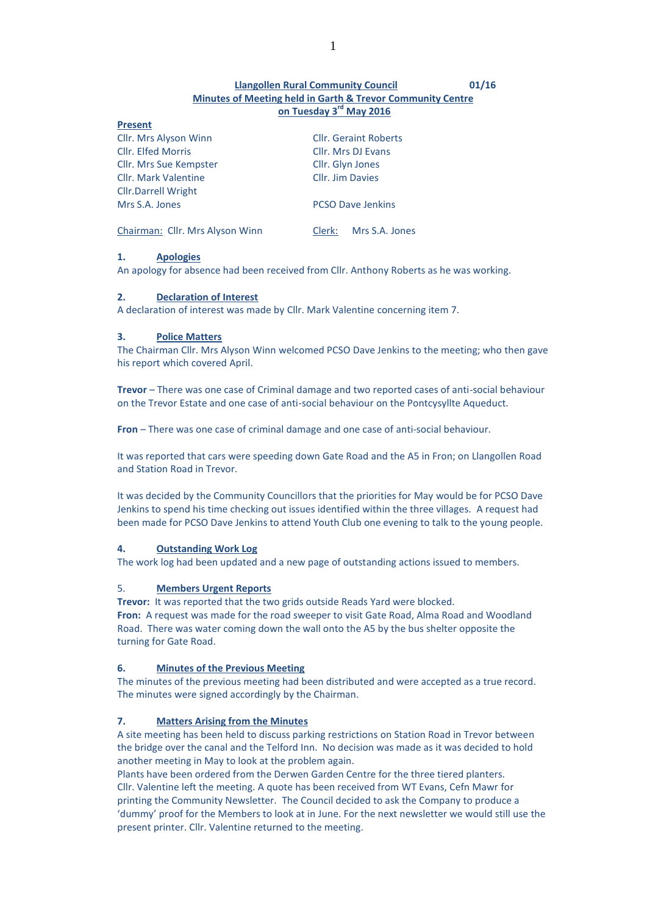**Llangollen Rural Community Council** **01/16**

**Minutes of Meeting held in Garth & Trevor Community Centre**

**on Tuesday 3rd May 2016**

**Present**

| | |
|---|---|
| Cllr. Mrs Alyson Winn | Cllr. Geraint Roberts |
| Cllr. Elfed Morris | Cllr. Mrs DJ Evans |
| Cllr. Mrs Sue Kempster | Cllr. Glyn Jones |
| Cllr. Mark Valentine | Cllr. Jim Davies |
| Cllr.Darrell Wright | |
| Mrs S.A. Jones | PCSO Dave Jenkins |

Chairman: Cllr. Mrs Alyson Winn — Clerk: Mrs S.A. Jones

## 1. Apologies

An apology for absence had been received from Cllr. Anthony Roberts as he was working.

## 2. Declaration of Interest

A declaration of interest was made by Cllr. Mark Valentine concerning item 7.

## 3. Police Matters

The Chairman Cllr. Mrs Alyson Winn welcomed PCSO Dave Jenkins to the meeting; who then gave his report which covered April.

**Trevor** – There was one case of Criminal damage and two reported cases of anti-social behaviour on the Trevor Estate and one case of anti-social behaviour on the Pontcysyllte Aqueduct.

**Fron** – There was one case of criminal damage and one case of anti-social behaviour.

It was reported that cars were speeding down Gate Road and the A5 in Fron; on Llangollen Road and Station Road in Trevor.

It was decided by the Community Councillors that the priorities for May would be for PCSO Dave Jenkins to spend his time checking out issues identified within the three villages. A request had been made for PCSO Dave Jenkins to attend Youth Club one evening to talk to the young people.

## 4. Outstanding Work Log

The work log had been updated and a new page of outstanding actions issued to members.

## 5. Members Urgent Reports

**Trevor:** It was reported that the two grids outside Reads Yard were blocked.
**Fron:** A request was made for the road sweeper to visit Gate Road, Alma Road and Woodland Road. There was water coming down the wall onto the A5 by the bus shelter opposite the turning for Gate Road.

## 6. Minutes of the Previous Meeting

The minutes of the previous meeting had been distributed and were accepted as a true record. The minutes were signed accordingly by the Chairman.

## 7. Matters Arising from the Minutes

A site meeting has been held to discuss parking restrictions on Station Road in Trevor between the bridge over the canal and the Telford Inn. No decision was made as it was decided to hold another meeting in May to look at the problem again.
Plants have been ordered from the Derwen Garden Centre for the three tiered planters.
Cllr. Valentine left the meeting. A quote has been received from WT Evans, Cefn Mawr for printing the Community Newsletter. The Council decided to ask the Company to produce a 'dummy' proof for the Members to look at in June. For the next newsletter we would still use the present printer. Cllr. Valentine returned to the meeting.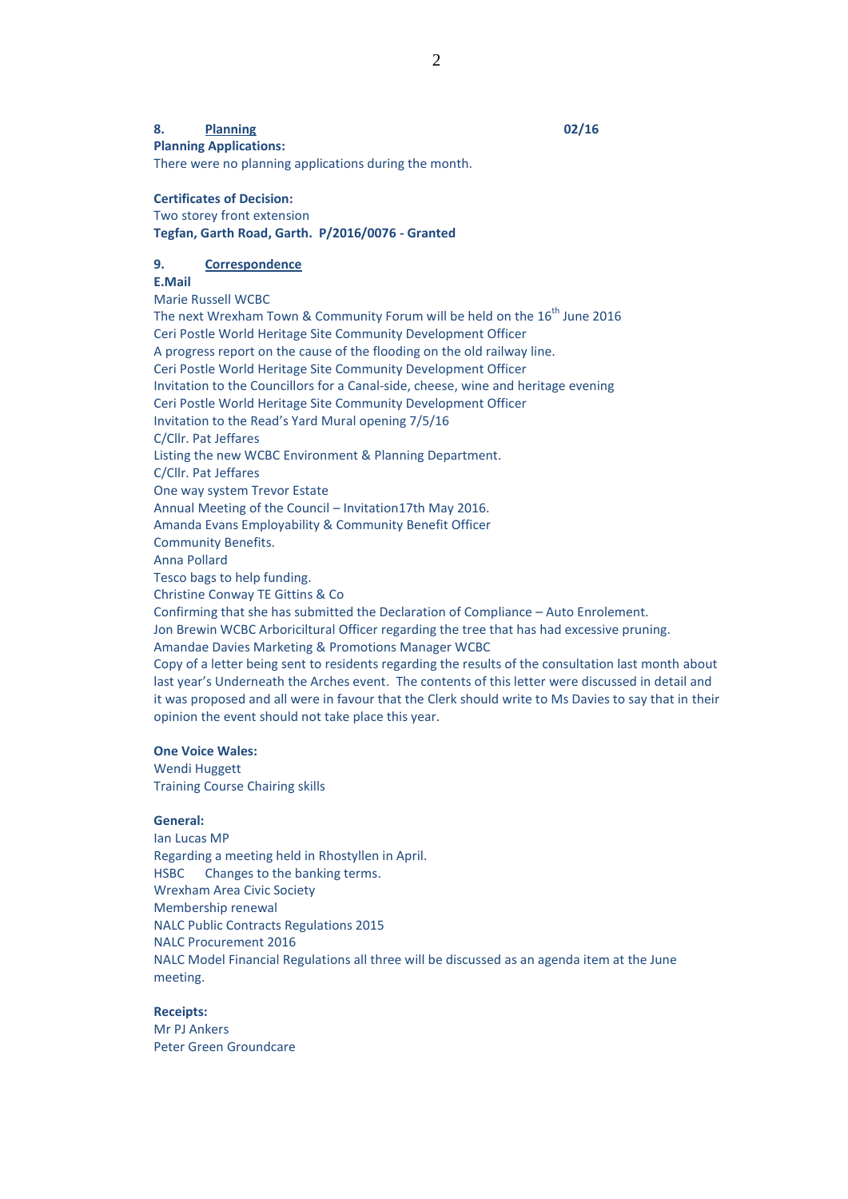**8. Planning** **02/16**

**Planning Applications:**

There were no planning applications during the month.

**Certificates of Decision:**

Two storey front extension

**Tegfan, Garth Road, Garth. P/2016/0076 - Granted**

**9. Correspondence**

**E.Mail**

Marie Russell WCBC
The next Wrexham Town & Community Forum will be held on the 16th June 2016
Ceri Postle World Heritage Site Community Development Officer
A progress report on the cause of the flooding on the old railway line.
Ceri Postle World Heritage Site Community Development Officer
Invitation to the Councillors for a Canal-side, cheese, wine and heritage evening
Ceri Postle World Heritage Site Community Development Officer
Invitation to the Read's Yard Mural opening 7/5/16
C/Cllr. Pat Jeffares
Listing the new WCBC Environment & Planning Department.
C/Cllr. Pat Jeffares
One way system Trevor Estate
Annual Meeting of the Council – Invitation17th May 2016.
Amanda Evans Employability & Community Benefit Officer
Community Benefits.
Anna Pollard
Tesco bags to help funding.
Christine Conway TE Gittins & Co
Confirming that she has submitted the Declaration of Compliance – Auto Enrolement.
Jon Brewin WCBC Arboriciltural Officer regarding the tree that has had excessive pruning.
Amandae Davies Marketing & Promotions Manager WCBC
Copy of a letter being sent to residents regarding the results of the consultation last month about last year's Underneath the Arches event. The contents of this letter were discussed in detail and it was proposed and all were in favour that the Clerk should write to Ms Davies to say that in their opinion the event should not take place this year.

**One Voice Wales:**

Wendi Huggett
Training Course Chairing skills

**General:**

Ian Lucas MP
Regarding a meeting held in Rhostyllen in April.
HSBC Changes to the banking terms.
Wrexham Area Civic Society
Membership renewal
NALC Public Contracts Regulations 2015
NALC Procurement 2016
NALC Model Financial Regulations all three will be discussed as an agenda item at the June meeting.

**Receipts:**

Mr PJ Ankers
Peter Green Groundcare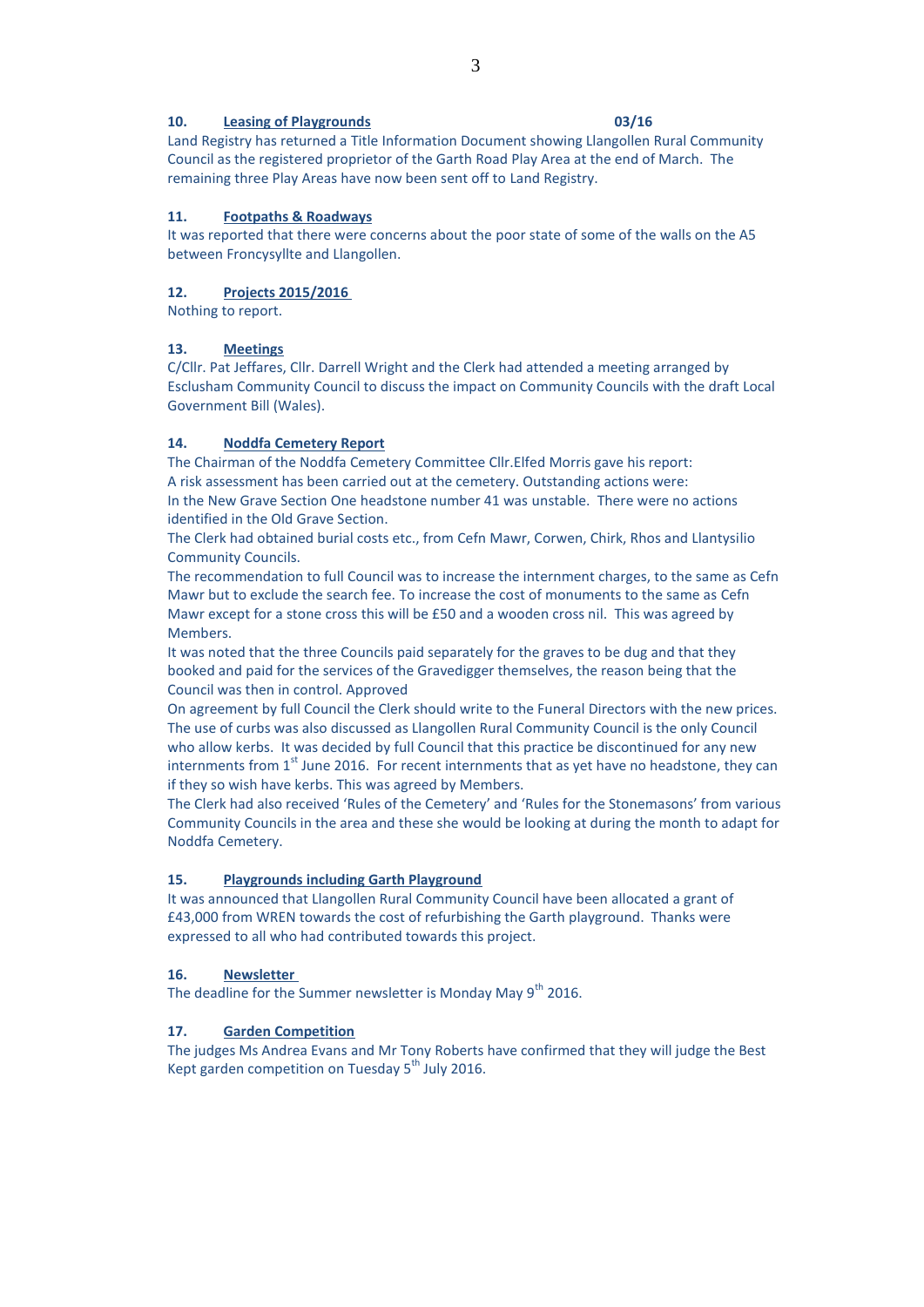**10. Leasing of Playgrounds 03/16**

Land Registry has returned a Title Information Document showing Llangollen Rural Community Council as the registered proprietor of the Garth Road Play Area at the end of March. The remaining three Play Areas have now been sent off to Land Registry.

**11. Footpaths & Roadways**

It was reported that there were concerns about the poor state of some of the walls on the A5 between Froncysyllte and Llangollen.

**12. Projects 2015/2016**

Nothing to report.

**13. Meetings**

C/Cllr. Pat Jeffares, Cllr. Darrell Wright and the Clerk had attended a meeting arranged by Esclusham Community Council to discuss the impact on Community Councils with the draft Local Government Bill (Wales).

**14. Noddfa Cemetery Report**

The Chairman of the Noddfa Cemetery Committee Cllr.Elfed Morris gave his report:
A risk assessment has been carried out at the cemetery. Outstanding actions were:
In the New Grave Section One headstone number 41 was unstable. There were no actions identified in the Old Grave Section.
The Clerk had obtained burial costs etc., from Cefn Mawr, Corwen, Chirk, Rhos and Llantysilio Community Councils.
The recommendation to full Council was to increase the internment charges, to the same as Cefn Mawr but to exclude the search fee. To increase the cost of monuments to the same as Cefn Mawr except for a stone cross this will be £50 and a wooden cross nil. This was agreed by Members.
It was noted that the three Councils paid separately for the graves to be dug and that they booked and paid for the services of the Gravedigger themselves, the reason being that the Council was then in control. Approved
On agreement by full Council the Clerk should write to the Funeral Directors with the new prices.
The use of curbs was also discussed as Llangollen Rural Community Council is the only Council who allow kerbs. It was decided by full Council that this practice be discontinued for any new internments from 1st June 2016. For recent internments that as yet have no headstone, they can if they so wish have kerbs. This was agreed by Members.
The Clerk had also received 'Rules of the Cemetery' and 'Rules for the Stonemasons' from various Community Councils in the area and these she would be looking at during the month to adapt for Noddfa Cemetery.

**15. Playgrounds including Garth Playground**

It was announced that Llangollen Rural Community Council have been allocated a grant of £43,000 from WREN towards the cost of refurbishing the Garth playground. Thanks were expressed to all who had contributed towards this project.

**16. Newsletter**

The deadline for the Summer newsletter is Monday May 9th 2016.

**17. Garden Competition**

The judges Ms Andrea Evans and Mr Tony Roberts have confirmed that they will judge the Best Kept garden competition on Tuesday 5th July 2016.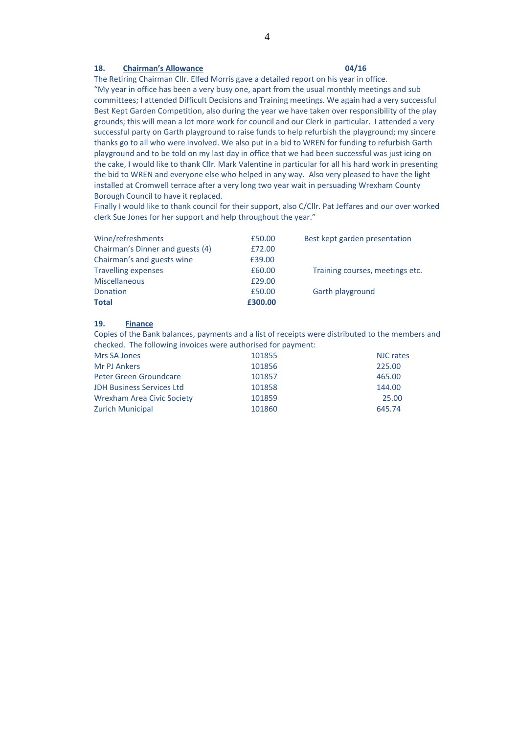**18. <u>Chairman's Allowance</u>** **04/16**

The Retiring Chairman Cllr. Elfed Morris gave a detailed report on his year in office.
"My year in office has been a very busy one, apart from the usual monthly meetings and sub committees; I attended Difficult Decisions and Training meetings. We again had a very successful Best Kept Garden Competition, also during the year we have taken over responsibility of the play grounds; this will mean a lot more work for council and our Clerk in particular. I attended a very successful party on Garth playground to raise funds to help refurbish the playground; my sincere thanks go to all who were involved. We also put in a bid to WREN for funding to refurbish Garth playground and to be told on my last day in office that we had been successful was just icing on the cake, I would like to thank Cllr. Mark Valentine in particular for all his hard work in presenting the bid to WREN and everyone else who helped in any way. Also very pleased to have the light installed at Cromwell terrace after a very long two year wait in persuading Wrexham County Borough Council to have it replaced.
Finally I would like to thank council for their support, also C/Cllr. Pat Jeffares and our over worked clerk Sue Jones for her support and help throughout the year."

| | | |
|---|---|---|
| Wine/refreshments | £50.00 | Best kept garden presentation |
| Chairman's Dinner and guests (4) | £72.00 | |
| Chairman's and guests wine | £39.00 | |
| Travelling expenses | £60.00 | Training courses, meetings etc. |
| Miscellaneous | £29.00 | |
| Donation | £50.00 | Garth playground |
| **Total** | **£300.00** | |

**19. <u>Finance</u>**

Copies of the Bank balances, payments and a list of receipts were distributed to the members and checked. The following invoices were authorised for payment:

| | | |
|---|---|---|
| Mrs SA Jones | 101855 | NJC rates |
| Mr PJ Ankers | 101856 | 225.00 |
| Peter Green Groundcare | 101857 | 465.00 |
| JDH Business Services Ltd | 101858 | 144.00 |
| Wrexham Area Civic Society | 101859 | 25.00 |
| Zurich Municipal | 101860 | 645.74 |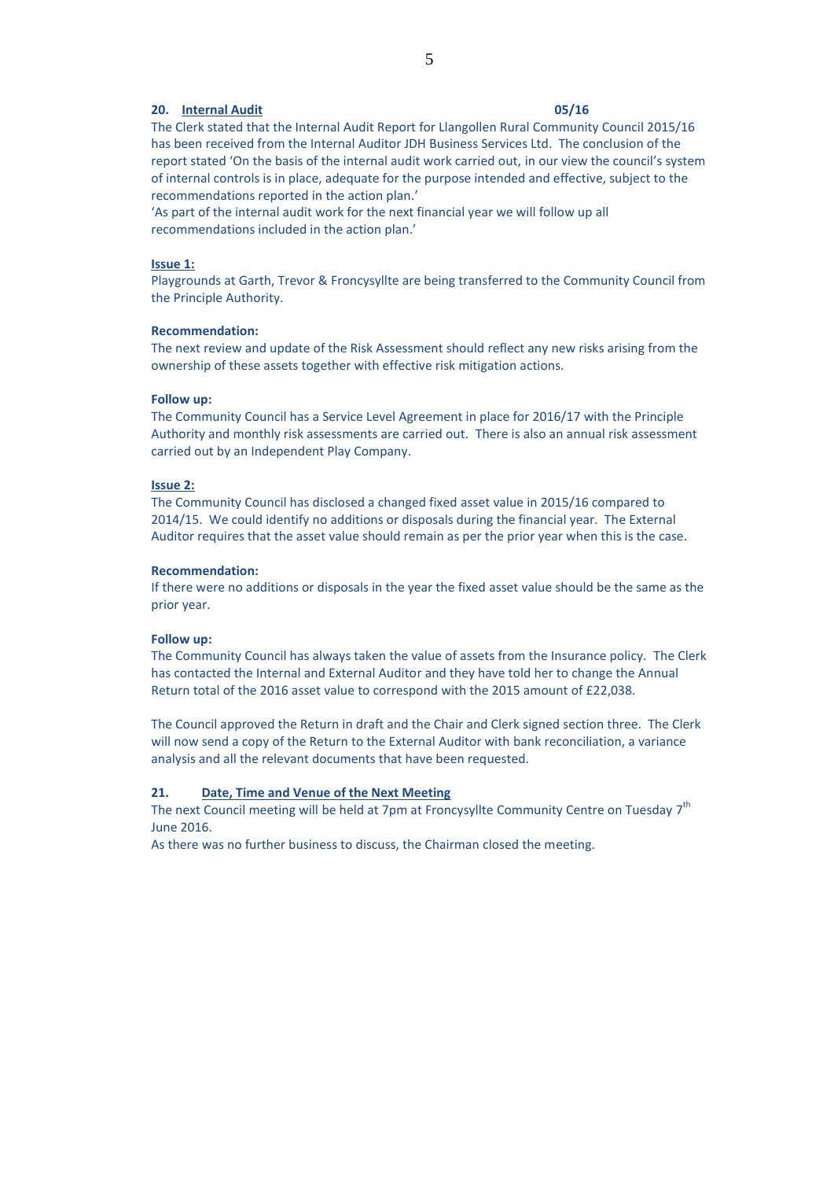**20. Internal Audit** **05/16**

The Clerk stated that the Internal Audit Report for Llangollen Rural Community Council 2015/16 has been received from the Internal Auditor JDH Business Services Ltd. The conclusion of the report stated 'On the basis of the internal audit work carried out, in our view the council's system of internal controls is in place, adequate for the purpose intended and effective, subject to the recommendations reported in the action plan.'

'As part of the internal audit work for the next financial year we will follow up all recommendations included in the action plan.'

**Issue 1:**

Playgrounds at Garth, Trevor & Froncysyllte are being transferred to the Community Council from the Principle Authority.

**Recommendation:**

The next review and update of the Risk Assessment should reflect any new risks arising from the ownership of these assets together with effective risk mitigation actions.

**Follow up:**

The Community Council has a Service Level Agreement in place for 2016/17 with the Principle Authority and monthly risk assessments are carried out. There is also an annual risk assessment carried out by an Independent Play Company.

**Issue 2:**

The Community Council has disclosed a changed fixed asset value in 2015/16 compared to 2014/15. We could identify no additions or disposals during the financial year. The External Auditor requires that the asset value should remain as per the prior year when this is the case.

**Recommendation:**

If there were no additions or disposals in the year the fixed asset value should be the same as the prior year.

**Follow up:**

The Community Council has always taken the value of assets from the Insurance policy. The Clerk has contacted the Internal and External Auditor and they have told her to change the Annual Return total of the 2016 asset value to correspond with the 2015 amount of £22,038.

The Council approved the Return in draft and the Chair and Clerk signed section three. The Clerk will now send a copy of the Return to the External Auditor with bank reconciliation, a variance analysis and all the relevant documents that have been requested.

**21. Date, Time and Venue of the Next Meeting**

The next Council meeting will be held at 7pm at Froncysyllte Community Centre on Tuesday 7th June 2016.

As there was no further business to discuss, the Chairman closed the meeting.